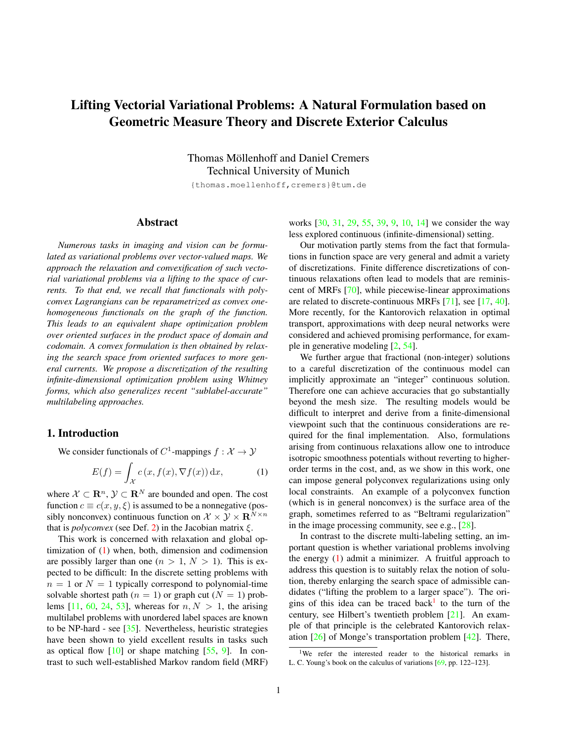# Lifting Vectorial Variational Problems: A Natural Formulation based on Geometric Measure Theory and Discrete Exterior Calculus

Thomas Möllenhoff and Daniel Cremers
Technical University of Munich

{thomas.moellenhoff,cremers}@tum.de

## Abstract

*Numerous tasks in imaging and vision can be formulated as variational problems over vector-valued maps. We approach the relaxation and convexification of such vectorial variational problems via a lifting to the space of currents. To that end, we recall that functionals with polyconvex Lagrangians can be reparametrized as convex one-homogeneous functionals on the graph of the function. This leads to an equivalent shape optimization problem over oriented surfaces in the product space of domain and codomain. A convex formulation is then obtained by relaxing the search space from oriented surfaces to more general currents. We propose a discretization of the resulting infinite-dimensional optimization problem using Whitney forms, which also generalizes recent "sublabel-accurate" multilabeling approaches.*

## 1. Introduction

We consider functionals of $C^1$-mappings $f : \mathcal{X} \to \mathcal{Y}$

$$E(f) = \int_{\mathcal{X}} c\left(x, f(x), \nabla f(x)\right) \mathrm{d}x, \tag{1}$$

where $\mathcal{X} \subset \mathbf{R}^n$, $\mathcal{Y} \subset \mathbf{R}^N$ are bounded and open. The cost function $c \equiv c(x, y, \xi)$ is assumed to be a nonnegative (possibly nonconvex) continuous function on $\mathcal{X} \times \mathcal{Y} \times \mathbf{R}^{N \times n}$ that is *polyconvex* (see Def. 2) in the Jacobian matrix $\xi$.

This work is concerned with relaxation and global optimization of (1) when, both, dimension and codimension are possibly larger than one ($n > 1$, $N > 1$). This is expected to be difficult: In the discrete setting problems with $n = 1$ or $N = 1$ typically correspond to polynomial-time solvable shortest path ($n = 1$) or graph cut ($N = 1$) problems [11, 60, 24, 53], whereas for $n, N > 1$, the arising multilabel problems with unordered label spaces are known to be NP-hard - see [35]. Nevertheless, heuristic strategies have been shown to yield excellent results in tasks such as optical flow [10] or shape matching [55, 9]. In contrast to such well-established Markov random field (MRF) works [30, 31, 29, 55, 39, 9, 10, 14] we consider the way less explored continuous (infinite-dimensional) setting.

Our motivation partly stems from the fact that formulations in function space are very general and admit a variety of discretizations. Finite difference discretizations of continuous relaxations often lead to models that are reminiscent of MRFs [70], while piecewise-linear approximations are related to discrete-continuous MRFs [71], see [17, 40]. More recently, for the Kantorovich relaxation in optimal transport, approximations with deep neural networks were considered and achieved promising performance, for example in generative modeling [2, 54].

We further argue that fractional (non-integer) solutions to a careful discretization of the continuous model can implicitly approximate an "integer" continuous solution. Therefore one can achieve accuracies that go substantially beyond the mesh size. The resulting models would be difficult to interpret and derive from a finite-dimensional viewpoint such that the continuous considerations are required for the final implementation. Also, formulations arising from continuous relaxations allow one to introduce isotropic smoothness potentials without reverting to higher-order terms in the cost, and, as we show in this work, one can impose general polyconvex regularizations using only local constraints. An example of a polyconvex function (which is in general nonconvex) is the surface area of the graph, sometimes referred to as "Beltrami regularization" in the image processing community, see e.g., [28].

In contrast to the discrete multi-labeling setting, an important question is whether variational problems involving the energy (1) admit a minimizer. A fruitful approach to address this question is to suitably relax the notion of solution, thereby enlarging the search space of admissible candidates ("lifting the problem to a larger space"). The origins of this idea can be traced back[1] to the turn of the century, see Hilbert's twentieth problem [21]. An example of that principle is the celebrated Kantorovich relaxation [26] of Monge's transportation problem [42]. There,

[1] We refer the interested reader to the historical remarks in L. C. Young's book on the calculus of variations [69, pp. 122–123].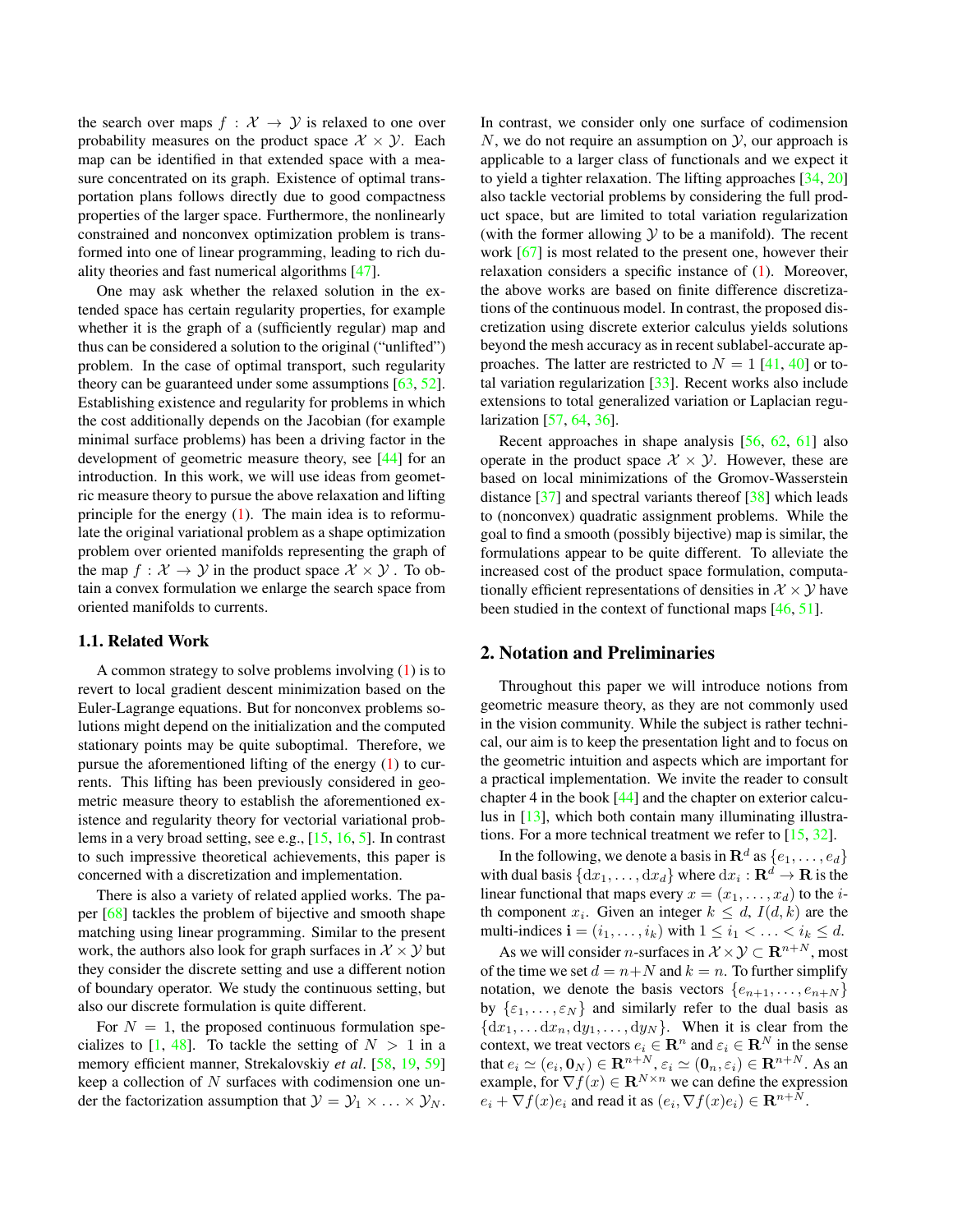the search over maps $f : \mathcal{X} \to \mathcal{Y}$ is relaxed to one over probability measures on the product space $\mathcal{X} \times \mathcal{Y}$. Each map can be identified in that extended space with a measure concentrated on its graph. Existence of optimal transportation plans follows directly due to good compactness properties of the larger space. Furthermore, the nonlinearly constrained and nonconvex optimization problem is transformed into one of linear programming, leading to rich duality theories and fast numerical algorithms [47].

One may ask whether the relaxed solution in the extended space has certain regularity properties, for example whether it is the graph of a (sufficiently regular) map and thus can be considered a solution to the original ("unlifted") problem. In the case of optimal transport, such regularity theory can be guaranteed under some assumptions [63, 52]. Establishing existence and regularity for problems in which the cost additionally depends on the Jacobian (for example minimal surface problems) has been a driving factor in the development of geometric measure theory, see [44] for an introduction. In this work, we will use ideas from geometric measure theory to pursue the above relaxation and lifting principle for the energy (1). The main idea is to reformulate the original variational problem as a shape optimization problem over oriented manifolds representing the graph of the map $f : \mathcal{X} \to \mathcal{Y}$ in the product space $\mathcal{X} \times \mathcal{Y}$. To obtain a convex formulation we enlarge the search space from oriented manifolds to currents.

### 1.1. Related Work

A common strategy to solve problems involving (1) is to revert to local gradient descent minimization based on the Euler-Lagrange equations. But for nonconvex problems solutions might depend on the initialization and the computed stationary points may be quite suboptimal. Therefore, we pursue the aforementioned lifting of the energy (1) to currents. This lifting has been previously considered in geometric measure theory to establish the aforementioned existence and regularity theory for vectorial variational problems in a very broad setting, see e.g., [15, 16, 5]. In contrast to such impressive theoretical achievements, this paper is concerned with a discretization and implementation.

There is also a variety of related applied works. The paper [68] tackles the problem of bijective and smooth shape matching using linear programming. Similar to the present work, the authors also look for graph surfaces in $\mathcal{X} \times \mathcal{Y}$ but they consider the discrete setting and use a different notion of boundary operator. We study the continuous setting, but also our discrete formulation is quite different.

For $N = 1$, the proposed continuous formulation specializes to [1, 48]. To tackle the setting of $N > 1$ in a memory efficient manner, Strekalovskiy *et al*. [58, 19, 59] keep a collection of $N$ surfaces with codimension one under the factorization assumption that $\mathcal{Y} = \mathcal{Y}_1 \times \ldots \times \mathcal{Y}_N$. In contrast, we consider only one surface of codimension $N$, we do not require an assumption on $\mathcal{Y}$, our approach is applicable to a larger class of functionals and we expect it to yield a tighter relaxation. The lifting approaches [34, 20] also tackle vectorial problems by considering the full product space, but are limited to total variation regularization (with the former allowing $\mathcal{Y}$ to be a manifold). The recent work [67] is most related to the present one, however their relaxation considers a specific instance of (1). Moreover, the above works are based on finite difference discretizations of the continuous model. In contrast, the proposed discretization using discrete exterior calculus yields solutions beyond the mesh accuracy as in recent sublabel-accurate approaches. The latter are restricted to $N = 1$ [41, 40] or total variation regularization [33]. Recent works also include extensions to total generalized variation or Laplacian regularization [57, 64, 36].

Recent approaches in shape analysis [56, 62, 61] also operate in the product space $\mathcal{X} \times \mathcal{Y}$. However, these are based on local minimizations of the Gromov-Wasserstein distance [37] and spectral variants thereof [38] which leads to (nonconvex) quadratic assignment problems. While the goal to find a smooth (possibly bijective) map is similar, the formulations appear to be quite different. To alleviate the increased cost of the product space formulation, computationally efficient representations of densities in $\mathcal{X} \times \mathcal{Y}$ have been studied in the context of functional maps [46, 51].

## 2. Notation and Preliminaries

Throughout this paper we will introduce notions from geometric measure theory, as they are not commonly used in the vision community. While the subject is rather technical, our aim is to keep the presentation light and to focus on the geometric intuition and aspects which are important for a practical implementation. We invite the reader to consult chapter 4 in the book [44] and the chapter on exterior calculus in [13], which both contain many illuminating illustrations. For a more technical treatment we refer to [15, 32].

In the following, we denote a basis in $\mathbf{R}^d$ as $\{e_1, \ldots, e_d\}$ with dual basis $\{\mathrm{d}x_1, \ldots, \mathrm{d}x_d\}$ where $\mathrm{d}x_i : \mathbf{R}^d \to \mathbf{R}$ is the linear functional that maps every $x = (x_1, \ldots, x_d)$ to the $i$-th component $x_i$. Given an integer $k \leq d$, $I(d, k)$ are the multi-indices $\mathbf{i} = (i_1, \ldots, i_k)$ with $1 \leq i_1 < \ldots < i_k \leq d$.

As we will consider $n$-surfaces in $\mathcal{X} \times \mathcal{Y} \subset \mathbf{R}^{n+N}$, most of the time we set $d = n+N$ and $k = n$. To further simplify notation, we denote the basis vectors $\{e_{n+1}, \ldots, e_{n+N}\}$ by $\{\varepsilon_1, \ldots, \varepsilon_N\}$ and similarly refer to the dual basis as $\{\mathrm{d}x_1, \ldots \mathrm{d}x_n, \mathrm{d}y_1, \ldots, \mathrm{d}y_N\}$. When it is clear from the context, we treat vectors $e_i \in \mathbf{R}^n$ and $\varepsilon_i \in \mathbf{R}^N$ in the sense that $e_i \simeq (e_i, \mathbf{0}_N) \in \mathbf{R}^{n+N}$, $\varepsilon_i \simeq (\mathbf{0}_n, \varepsilon_i) \in \mathbf{R}^{n+N}$. As an example, for $\nabla f(x) \in \mathbf{R}^{N \times n}$ we can define the expression $e_i + \nabla f(x) e_i$ and read it as $(e_i, \nabla f(x) e_i) \in \mathbf{R}^{n+N}$.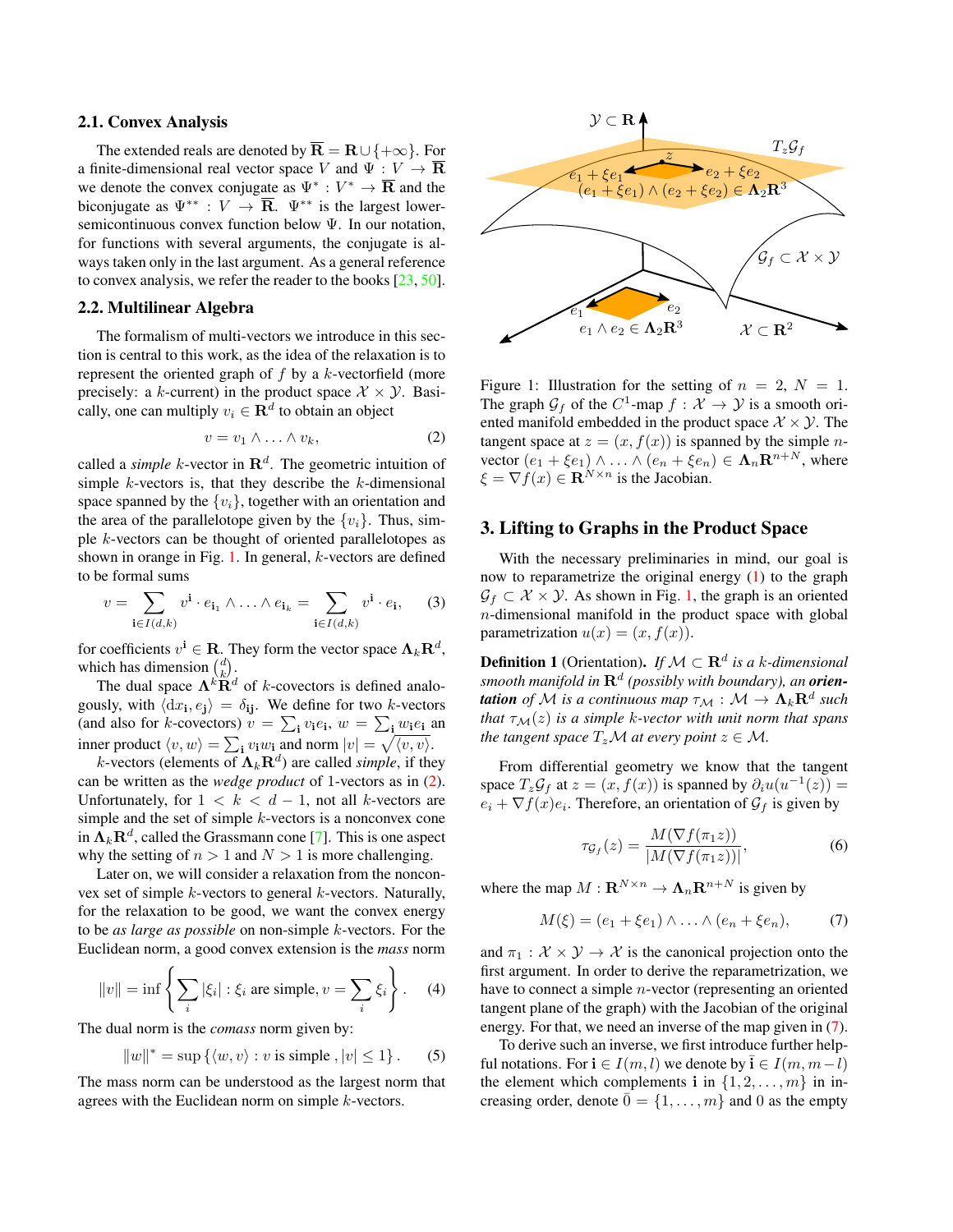## 2.1. Convex Analysis

The extended reals are denoted by $\overline{\mathbf{R}} = \mathbf{R} \cup \{+\infty\}$. For a finite-dimensional real vector space $V$ and $\Psi : V \to \overline{\mathbf{R}}$ we denote the convex conjugate as $\Psi^* : V^* \to \overline{\mathbf{R}}$ and the biconjugate as $\Psi^{**} : V \to \overline{\mathbf{R}}$. $\Psi^{**}$ is the largest lower-semicontinuous convex function below $\Psi$. In our notation, for functions with several arguments, the conjugate is always taken only in the last argument. As a general reference to convex analysis, we refer the reader to the books [23, 50].

## 2.2. Multilinear Algebra

The formalism of multi-vectors we introduce in this section is central to this work, as the idea of the relaxation is to represent the oriented graph of $f$ by a $k$-vectorfield (more precisely: a $k$-current) in the product space $\mathcal{X} \times \mathcal{Y}$. Basically, one can multiply $v_i \in \mathbf{R}^d$ to obtain an object

$$v = v_1 \wedge \ldots \wedge v_k, \tag{2}$$

called a *simple* $k$-vector in $\mathbf{R}^d$. The geometric intuition of simple $k$-vectors is, that they describe the $k$-dimensional space spanned by the $\{v_i\}$, together with an orientation and the area of the parallelotope given by the $\{v_i\}$. Thus, simple $k$-vectors can be thought of oriented parallelotopes as shown in orange in Fig. 1. In general, $k$-vectors are defined to be formal sums

$$v = \sum_{\mathbf{i} \in I(d,k)} v^{\mathbf{i}} \cdot e_{\mathbf{i}_1} \wedge \ldots \wedge e_{\mathbf{i}_k} = \sum_{\mathbf{i} \in I(d,k)} v^{\mathbf{i}} \cdot e_{\mathbf{i}}, \tag{3}$$

for coefficients $v^{\mathbf{i}} \in \mathbf{R}$. They form the vector space $\mathbf{\Lambda}_k \mathbf{R}^d$, which has dimension $\binom{d}{k}$.

The dual space $\mathbf{\Lambda}^k \mathbf{R}^d$ of $k$-covectors is defined analogously, with $\langle \mathrm{d}x_{\mathbf{i}}, e_{\mathbf{j}} \rangle = \delta_{\mathbf{ij}}$. We define for two $k$-vectors (and also for $k$-covectors) $v = \sum_{\mathbf{i}} v_{\mathbf{i}} e_{\mathbf{i}}$, $w = \sum_{\mathbf{i}} w_{\mathbf{i}} e_{\mathbf{i}}$ an inner product $\langle v, w \rangle = \sum_{\mathbf{i}} v_{\mathbf{i}} w_{\mathbf{i}}$ and norm $|v| = \sqrt{\langle v, v \rangle}$.

$k$-vectors (elements of $\mathbf{\Lambda}_k \mathbf{R}^d$) are called *simple*, if they can be written as the *wedge product* of 1-vectors as in (2). Unfortunately, for $1 < k < d-1$, not all $k$-vectors are simple and the set of simple $k$-vectors is a nonconvex cone in $\mathbf{\Lambda}_k \mathbf{R}^d$, called the Grassmann cone [7]. This is one aspect why the setting of $n > 1$ and $N > 1$ is more challenging.

Later on, we will consider a relaxation from the nonconvex set of simple $k$-vectors to general $k$-vectors. Naturally, for the relaxation to be good, we want the convex energy to be *as large as possible* on non-simple $k$-vectors. For the Euclidean norm, a good convex extension is the *mass* norm

$$\|v\| = \inf \left\{ \sum_i |\xi_i| : \xi_i \text{ are simple}, v = \sum_i \xi_i \right\}. \tag{4}$$

The dual norm is the *comass* norm given by:

$$\|w\|^* = \sup \left\{ \langle w, v \rangle : v \text{ is simple}, |v| \leq 1 \right\}. \tag{5}$$

The mass norm can be understood as the largest norm that agrees with the Euclidean norm on simple $k$-vectors.

Figure 1: Illustration for the setting of $n = 2$, $N = 1$. The graph $\mathcal{G}_f$ of the $C^1$-map $f : \mathcal{X} \to \mathcal{Y}$ is a smooth oriented manifold embedded in the product space $\mathcal{X} \times \mathcal{Y}$. The tangent space at $z = (x, f(x))$ is spanned by the simple $n$-vector $(e_1 + \xi e_1) \wedge \ldots \wedge (e_n + \xi e_n) \in \mathbf{\Lambda}_n \mathbf{R}^{n+N}$, where $\xi = \nabla f(x) \in \mathbf{R}^{N \times n}$ is the Jacobian.

# 3. Lifting to Graphs in the Product Space

With the necessary preliminaries in mind, our goal is now to reparametrize the original energy (1) to the graph $\mathcal{G}_f \subset \mathcal{X} \times \mathcal{Y}$. As shown in Fig. 1, the graph is an oriented $n$-dimensional manifold in the product space with global parametrization $u(x) = (x, f(x))$.

**Definition 1** (Orientation). *If $\mathcal{M} \subset \mathbf{R}^d$ is a $k$-dimensional smooth manifold in $\mathbf{R}^d$ (possibly with boundary), an **orientation** of $\mathcal{M}$ is a continuous map $\tau_{\mathcal{M}} : \mathcal{M} \to \mathbf{\Lambda}_k \mathbf{R}^d$ such that $\tau_{\mathcal{M}}(z)$ is a simple $k$-vector with unit norm that spans the tangent space $T_z \mathcal{M}$ at every point $z \in \mathcal{M}$.*

From differential geometry we know that the tangent space $T_z \mathcal{G}_f$ at $z = (x, f(x))$ is spanned by $\partial_i u(u^{-1}(z)) = e_i + \nabla f(x) e_i$. Therefore, an orientation of $\mathcal{G}_f$ is given by

$$\tau_{\mathcal{G}_f}(z) = \frac{M(\nabla f(\pi_1 z))}{|M(\nabla f(\pi_1 z))|}, \tag{6}$$

where the map $M : \mathbf{R}^{N \times n} \to \mathbf{\Lambda}_n \mathbf{R}^{n+N}$ is given by

$$M(\xi) = (e_1 + \xi e_1) \wedge \ldots \wedge (e_n + \xi e_n), \tag{7}$$

and $\pi_1 : \mathcal{X} \times \mathcal{Y} \to \mathcal{X}$ is the canonical projection onto the first argument. In order to derive the reparametrization, we have to connect a simple $n$-vector (representing an oriented tangent plane of the graph) with the Jacobian of the original energy. For that, we need an inverse of the map given in (7).

To derive such an inverse, we first introduce further helpful notations. For $\mathbf{i} \in I(m, l)$ we denote by $\bar{\mathbf{i}} \in I(m, m-l)$ the element which complements $\mathbf{i}$ in $\{1, 2, \ldots, m\}$ in increasing order, denote $\bar{0} = \{1, \ldots, m\}$ and $0$ as the empty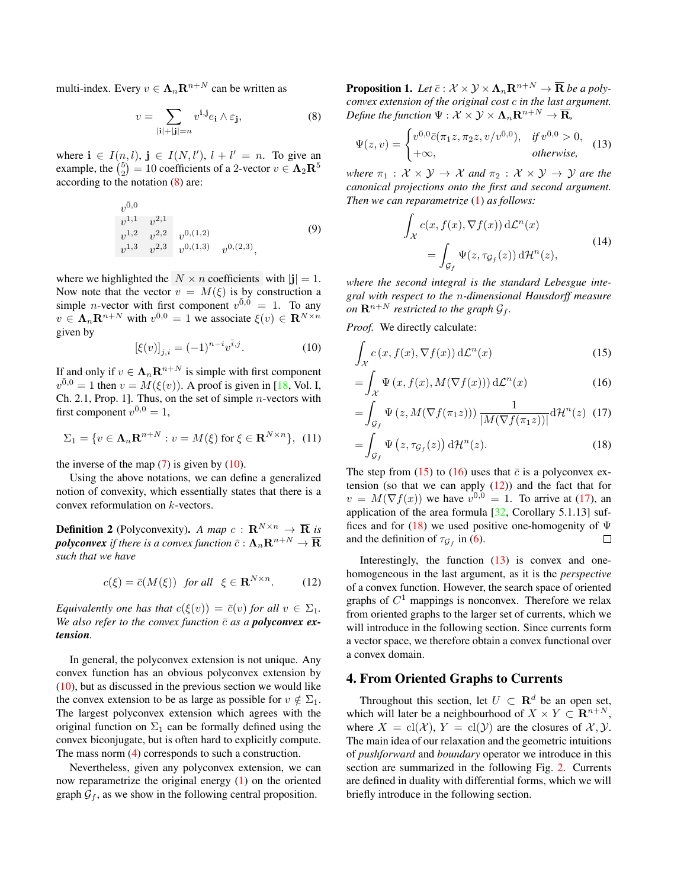multi-index. Every $v \in \mathbf{\Lambda}_n \mathbf{R}^{n+N}$ can be written as

$$v = \sum_{|\mathbf{i}|+|\mathbf{j}|=n} v^{\mathbf{i},\mathbf{j}} e_{\mathbf{i}} \wedge \varepsilon_{\mathbf{j}}, \tag{8}$$

where $\mathbf{i} \in I(n,l)$, $\mathbf{j} \in I(N,l')$, $l + l' = n$. To give an example, the $\binom{5}{2} = 10$ coefficients of a 2-vector $v \in \mathbf{\Lambda}_2 \mathbf{R}^5$ according to the notation (8) are:

$$\begin{array}{llll} v^{\bar{0},0} & & & \\ v^{1,1} & v^{2,1} & & \\ v^{1,2} & v^{2,2} & v^{0,(1,2)} & \\ v^{1,3} & v^{2,3} & v^{0,(1,3)} & v^{0,(2,3)}, \end{array} \tag{9}$$

where we highlighted the $N \times n$ coefficients with $|\mathbf{j}| = 1$. Now note that the vector $v = M(\xi)$ is by construction a simple $n$-vector with first component $v^{\bar{0},0} = 1$. To any $v \in \mathbf{\Lambda}_n \mathbf{R}^{n+N}$ with $v^{\bar{0},0} = 1$ we associate $\xi(v) \in \mathbf{R}^{N \times n}$ given by

$$[\xi(v)]_{j,i} = (-1)^{n-i} v^{\bar{i},j}. \tag{10}$$

If and only if $v \in \mathbf{\Lambda}_n \mathbf{R}^{n+N}$ is simple with first component $v^{\bar{0},0} = 1$ then $v = M(\xi(v))$. A proof is given in [18, Vol. I, Ch. 2.1, Prop. 1]. Thus, on the set of simple $n$-vectors with first component $v^{\bar{0},0} = 1$,

$$\Sigma_1 = \{v \in \mathbf{\Lambda}_n \mathbf{R}^{n+N} : v = M(\xi) \text{ for } \xi \in \mathbf{R}^{N \times n}\}, \tag{11}$$

the inverse of the map (7) is given by (10).

Using the above notations, we can define a generalized notion of convexity, which essentially states that there is a convex reformulation on $k$-vectors.

**Definition 2** (Polyconvexity). *A map $c : \mathbf{R}^{N \times n} \to \overline{\mathbf{R}}$ is* ***polyconvex*** *if there is a convex function $\bar{c} : \mathbf{\Lambda}_n \mathbf{R}^{n+N} \to \overline{\mathbf{R}}$ such that we have*

$$c(\xi) = \bar{c}(M(\xi)) \quad \text{for all} \quad \xi \in \mathbf{R}^{N \times n}. \tag{12}$$

*Equivalently one has that $c(\xi(v)) = \bar{c}(v)$ for all $v \in \Sigma_1$. We also refer to the convex function $\bar{c}$ as a* ***polyconvex extension***.

In general, the polyconvex extension is not unique. Any convex function has an obvious polyconvex extension by (10), but as discussed in the previous section we would like the convex extension to be as large as possible for $v \notin \Sigma_1$. The largest polyconvex extension which agrees with the original function on $\Sigma_1$ can be formally defined using the convex biconjugate, but is often hard to explicitly compute. The mass norm (4) corresponds to such a construction.

Nevertheless, given any polyconvex extension, we can now reparametrize the original energy (1) on the oriented graph $\mathcal{G}_f$, as we show in the following central proposition.

**Proposition 1.** *Let $\bar{c} : \mathcal{X} \times \mathcal{Y} \times \mathbf{\Lambda}_n \mathbf{R}^{n+N} \to \overline{\mathbf{R}}$ be a polyconvex extension of the original cost $c$ in the last argument. Define the function $\Psi : \mathcal{X} \times \mathcal{Y} \times \mathbf{\Lambda}_n \mathbf{R}^{n+N} \to \overline{\mathbf{R}}$,*

$$\Psi(z, v) = \begin{cases} v^{\bar{0},0} \bar{c}(\pi_1 z, \pi_2 z, v / v^{\bar{0},0}), & \text{if } v^{\bar{0},0} > 0, \\ +\infty, & \text{otherwise,} \end{cases} \tag{13}$$

*where $\pi_1 : \mathcal{X} \times \mathcal{Y} \to \mathcal{X}$ and $\pi_2 : \mathcal{X} \times \mathcal{Y} \to \mathcal{Y}$ are the canonical projections onto the first and second argument. Then we can reparametrize (1) as follows:*

$$\int_{\mathcal{X}} c(x, f(x), \nabla f(x)) \, \mathrm{d}\mathcal{L}^n(x) = \int_{\mathcal{G}_f} \Psi(z, \tau_{\mathcal{G}_f}(z)) \, \mathrm{d}\mathcal{H}^n(z), \tag{14}$$

*where the second integral is the standard Lebesgue integral with respect to the $n$-dimensional Hausdorff measure on $\mathbf{R}^{n+N}$ restricted to the graph $\mathcal{G}_f$.*

*Proof.* We directly calculate:

$$\int_{\mathcal{X}} c\left(x, f(x), \nabla f(x)\right) \mathrm{d}\mathcal{L}^n(x) \tag{15}$$

$$= \int_{\mathcal{X}} \Psi\left(x, f(x), M(\nabla f(x))\right) \mathrm{d}\mathcal{L}^n(x) \tag{16}$$

$$= \int_{\mathcal{G}_f} \Psi\left(z, M(\nabla f(\pi_1 z))\right) \frac{1}{|M(\nabla f(\pi_1 z))|} \mathrm{d}\mathcal{H}^n(z) \tag{17}$$

$$= \int_{\mathcal{G}_f} \Psi\left(z, \tau_{\mathcal{G}_f}(z)\right) \mathrm{d}\mathcal{H}^n(z). \tag{18}$$

The step from (15) to (16) uses that $\bar{c}$ is a polyconvex extension (so that we can apply (12)) and the fact that for $v = M(\nabla f(x))$ we have $v^{\bar{0},0} = 1$. To arrive at (17), an application of the area formula [32, Corollary 5.1.13] suffices and for (18) we used positive one-homogenity of $\Psi$ and the definition of $\tau_{\mathcal{G}_f}$ in (6). ☐

Interestingly, the function (13) is convex and one-homogeneous in the last argument, as it is the *perspective* of a convex function. However, the search space of oriented graphs of $C^1$ mappings is nonconvex. Therefore we relax from oriented graphs to the larger set of currents, which we will introduce in the following section. Since currents form a vector space, we therefore obtain a convex functional over a convex domain.

## 4. From Oriented Graphs to Currents

Throughout this section, let $U \subset \mathbf{R}^d$ be an open set, which will later be a neighbourhood of $X \times Y \subset \mathbf{R}^{n+N}$, where $X = \mathrm{cl}(\mathcal{X})$, $Y = \mathrm{cl}(\mathcal{Y})$ are the closures of $\mathcal{X}, \mathcal{Y}$. The main idea of our relaxation and the geometric intuitions of *pushforward* and *boundary* operator we introduce in this section are summarized in the following Fig. 2. Currents are defined in duality with differential forms, which we will briefly introduce in the following section.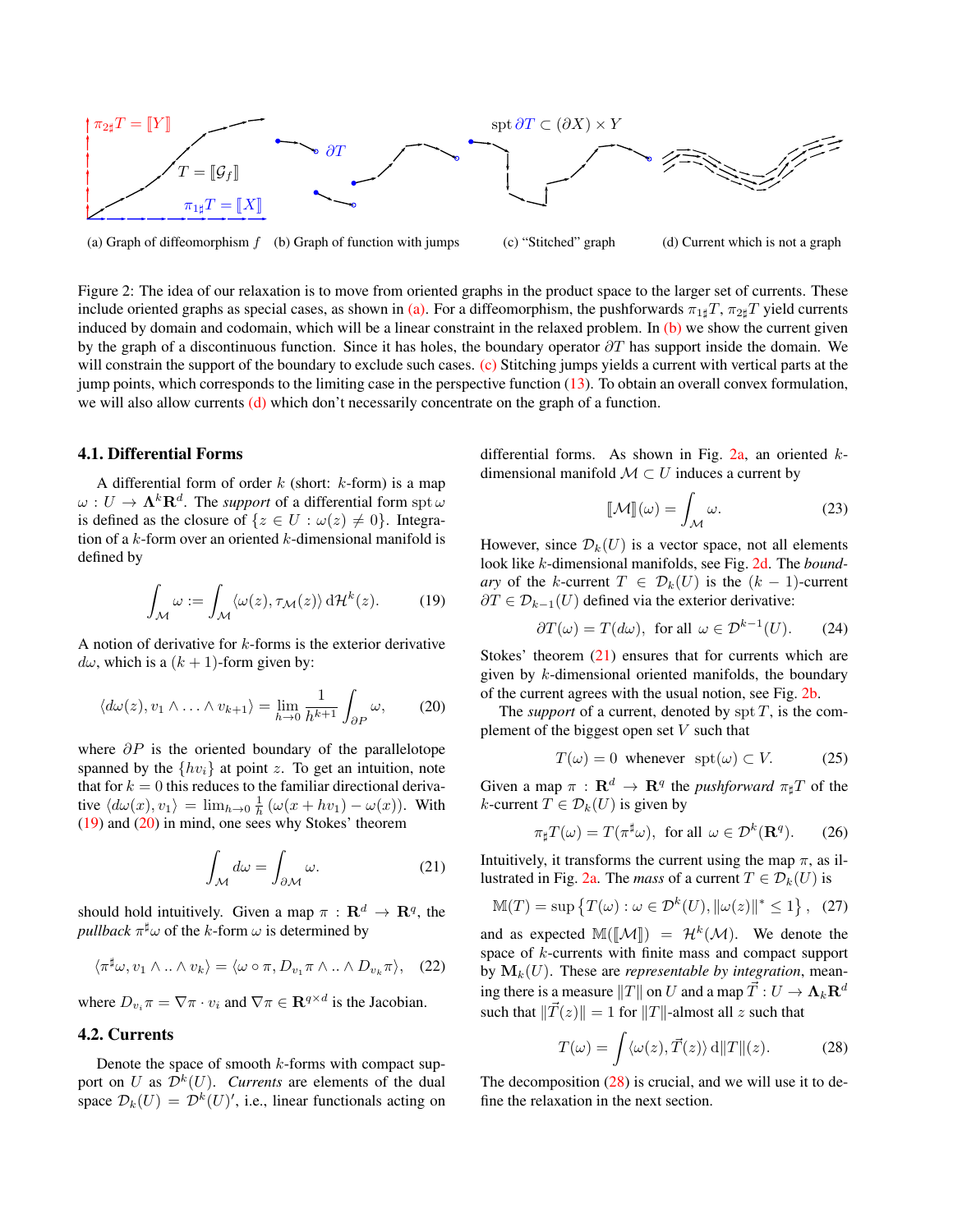(a) Graph of diffeomorphism $f$ (b) Graph of function with jumps (c) "Stitched" graph (d) Current which is not a graph

Figure 2: The idea of our relaxation is to move from oriented graphs in the product space to the larger set of currents. These include oriented graphs as special cases, as shown in (a). For a diffeomorphism, the pushforwards $\pi_{1\sharp}T$, $\pi_{2\sharp}T$ yield currents induced by domain and codomain, which will be a linear constraint in the relaxed problem. In (b) we show the current given by the graph of a discontinuous function. Since it has holes, the boundary operator $\partial T$ has support inside the domain. We will constrain the support of the boundary to exclude such cases. (c) Stitching jumps yields a current with vertical parts at the jump points, which corresponds to the limiting case in the perspective function (13). To obtain an overall convex formulation, we will also allow currents (d) which don't necessarily concentrate on the graph of a function.

### 4.1. Differential Forms

A differential form of order $k$ (short: $k$-form) is a map $\omega : U \to \mathbf{\Lambda}^k \mathbf{R}^d$. The *support* of a differential form $\operatorname{spt} \omega$ is defined as the closure of $\{z \in U : \omega(z) \neq 0\}$. Integration of a $k$-form over an oriented $k$-dimensional manifold is defined by

$$\int_{\mathcal{M}} \omega := \int_{\mathcal{M}} \langle \omega(z), \tau_{\mathcal{M}}(z) \rangle \, \mathrm{d}\mathcal{H}^k(z). \tag{19}$$

A notion of derivative for $k$-forms is the exterior derivative $d\omega$, which is a $(k+1)$-form given by:

$$\langle d\omega(z), v_1 \wedge \ldots \wedge v_{k+1} \rangle = \lim_{h \to 0} \frac{1}{h^{k+1}} \int_{\partial P} \omega, \tag{20}$$

where $\partial P$ is the oriented boundary of the parallelotope spanned by the $\{hv_i\}$ at point $z$. To get an intuition, note that for $k = 0$ this reduces to the familiar directional derivative $\langle d\omega(x), v_1 \rangle = \lim_{h \to 0} \frac{1}{h} (\omega(x + hv_1) - \omega(x))$. With (19) and (20) in mind, one sees why Stokes' theorem

$$\int_{\mathcal{M}} d\omega = \int_{\partial \mathcal{M}} \omega. \tag{21}$$

should hold intuitively. Given a map $\pi : \mathbf{R}^d \to \mathbf{R}^q$, the *pullback* $\pi^\sharp \omega$ of the $k$-form $\omega$ is determined by

$$\langle \pi^\sharp \omega, v_1 \wedge .. \wedge v_k \rangle = \langle \omega \circ \pi, D_{v_1} \pi \wedge .. \wedge D_{v_k} \pi \rangle, \tag{22}$$

where $D_{v_i} \pi = \nabla \pi \cdot v_i$ and $\nabla \pi \in \mathbf{R}^{q \times d}$ is the Jacobian.

### 4.2. Currents

Denote the space of smooth $k$-forms with compact support on $U$ as $\mathcal{D}^k(U)$. *Currents* are elements of the dual space $\mathcal{D}_k(U) = \mathcal{D}^k(U)'$, i.e., linear functionals acting on differential forms. As shown in Fig. 2a, an oriented $k$-dimensional manifold $\mathcal{M} \subset U$ induces a current by

$$[\![\mathcal{M}]\!](\omega) = \int_{\mathcal{M}} \omega. \tag{23}$$

However, since $\mathcal{D}_k(U)$ is a vector space, not all elements look like $k$-dimensional manifolds, see Fig. 2d. The *boundary* of the $k$-current $T \in \mathcal{D}_k(U)$ is the $(k-1)$-current $\partial T \in \mathcal{D}_{k-1}(U)$ defined via the exterior derivative:

$$\partial T(\omega) = T(d\omega), \text{ for all } \omega \in \mathcal{D}^{k-1}(U). \tag{24}$$

Stokes' theorem (21) ensures that for currents which are given by $k$-dimensional oriented manifolds, the boundary of the current agrees with the usual notion, see Fig. 2b.

The *support* of a current, denoted by $\operatorname{spt} T$, is the complement of the biggest open set $V$ such that

$$T(\omega) = 0 \text{ whenever } \operatorname{spt}(\omega) \subset V. \tag{25}$$

Given a map $\pi : \mathbf{R}^d \to \mathbf{R}^q$ the *pushforward* $\pi_\sharp T$ of the $k$-current $T \in \mathcal{D}_k(U)$ is given by

$$\pi_\sharp T(\omega) = T(\pi^\sharp \omega), \text{ for all } \omega \in \mathcal{D}^k(\mathbf{R}^q). \tag{26}$$

Intuitively, it transforms the current using the map $\pi$, as illustrated in Fig. 2a. The *mass* of a current $T \in \mathcal{D}_k(U)$ is

$$\mathbb{M}(T) = \sup \left\{ T(\omega) : \omega \in \mathcal{D}^k(U), \|\omega(z)\|^* \leq 1 \right\}, \tag{27}$$

and as expected $\mathbb{M}([\![\mathcal{M}]\!]) = \mathcal{H}^k(\mathcal{M})$. We denote the space of $k$-currents with finite mass and compact support by $\mathbf{M}_k(U)$. These are *representable by integration*, meaning there is a measure $\|T\|$ on $U$ and a map $\vec{T} : U \to \mathbf{\Lambda}_k \mathbf{R}^d$ such that $\|\vec{T}(z)\| = 1$ for $\|T\|$-almost all $z$ such that

$$T(\omega) = \int \langle \omega(z), \vec{T}(z) \rangle \, \mathrm{d}\|T\|(z). \tag{28}$$

The decomposition (28) is crucial, and we will use it to define the relaxation in the next section.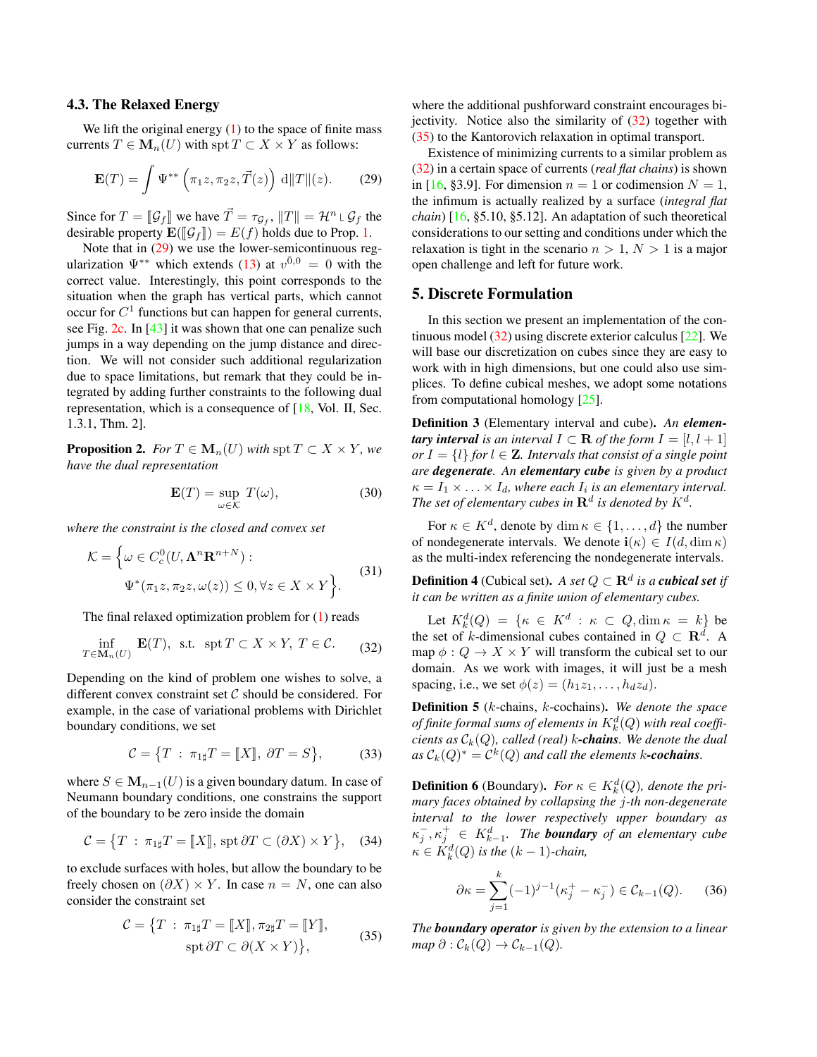### 4.3. The Relaxed Energy

We lift the original energy (1) to the space of finite mass currents $T \in \mathbf{M}_n(U)$ with $\operatorname{spt} T \subset X \times Y$ as follows:

$$\mathbf{E}(T) = \int \Psi^{**}\left(\pi_1 z, \pi_2 z, \vec{T}(z)\right) \, \mathrm{d}\|T\|(z). \tag{29}$$

Since for $T = [\![\mathcal{G}_f]\!]$ we have $\vec{T} = \tau_{\mathcal{G}_f}$, $\|T\| = \mathcal{H}^n \llcorner \mathcal{G}_f$ the desirable property $\mathbf{E}([\![\mathcal{G}_f]\!]) = E(f)$ holds due to Prop. 1.

Note that in (29) we use the lower-semicontinuous regularization $\Psi^{**}$ which extends (13) at $v^{\bar{0},0} = 0$ with the correct value. Interestingly, this point corresponds to the situation when the graph has vertical parts, which cannot occur for $C^1$ functions but can happen for general currents, see Fig. 2c. In [43] it was shown that one can penalize such jumps in a way depending on the jump distance and direction. We will not consider such additional regularization due to space limitations, but remark that they could be integrated by adding further constraints to the following dual representation, which is a consequence of [18, Vol. II, Sec. 1.3.1, Thm. 2].

**Proposition 2.** *For $T \in \mathbf{M}_n(U)$ with $\operatorname{spt} T \subset X \times Y$, we have the dual representation*

$$\mathbf{E}(T) = \sup_{\omega \in \mathcal{K}} T(\omega), \tag{30}$$

*where the constraint is the closed and convex set*

$$\mathcal{K} = \Big\{ \omega \in C_c^0(U, \mathbf{\Lambda}^n \mathbf{R}^{n+N}) : \\ \Psi^*(\pi_1 z, \pi_2 z, \omega(z)) \leq 0, \forall z \in X \times Y \Big\}. \tag{31}$$

The final relaxed optimization problem for (1) reads

$$\inf_{T \in \mathbf{M}_n(U)} \mathbf{E}(T), \ \text{ s.t. } \ \operatorname{spt} T \subset X \times Y, \ T \in \mathcal{C}. \tag{32}$$

Depending on the kind of problem one wishes to solve, a different convex constraint set $\mathcal{C}$ should be considered. For example, in the case of variational problems with Dirichlet boundary conditions, we set

$$\mathcal{C} = \big\{ T \ : \ \pi_{1\sharp} T = [\![X]\!], \ \partial T = S \big\}, \tag{33}$$

where $S \in \mathbf{M}_{n-1}(U)$ is a given boundary datum. In case of Neumann boundary conditions, one constrains the support of the boundary to be zero inside the domain

$$\mathcal{C} = \big\{ T \ : \ \pi_{1\sharp} T = [\![X]\!], \operatorname{spt} \partial T \subset (\partial X) \times Y \big\}, \tag{34}$$

to exclude surfaces with holes, but allow the boundary to be freely chosen on $(\partial X) \times Y$. In case $n = N$, one can also consider the constraint set

$$\mathcal{C} = \big\{ T \ : \ \pi_{1\sharp} T = [\![X]\!], \pi_{2\sharp} T = [\![Y]\!], \\ \operatorname{spt} \partial T \subset \partial(X \times Y) \big\}, \tag{35}$$

where the additional pushforward constraint encourages bijectivity. Notice also the similarity of (32) together with (35) to the Kantorovich relaxation in optimal transport.

Existence of minimizing currents to a similar problem as (32) in a certain space of currents (*real flat chains*) is shown in [16, §3.9]. For dimension $n = 1$ or codimension $N = 1$, the infimum is actually realized by a surface (*integral flat chain*) [16, §5.10, §5.12]. An adaptation of such theoretical considerations to our setting and conditions under which the relaxation is tight in the scenario $n > 1$, $N > 1$ is a major open challenge and left for future work.

## 5. Discrete Formulation

In this section we present an implementation of the continuous model (32) using discrete exterior calculus [22]. We will base our discretization on cubes since they are easy to work with in high dimensions, but one could also use simplices. To define cubical meshes, we adopt some notations from computational homology [25].

**Definition 3** (Elementary interval and cube)**.** *An **elementary interval** is an interval $I \subset \mathbf{R}$ of the form $I = [l, l+1]$ or $I = \{l\}$ for $l \in \mathbf{Z}$. Intervals that consist of a single point are **degenerate**. An **elementary cube** is given by a product $\kappa = I_1 \times \ldots \times I_d$, where each $I_i$ is an elementary interval. The set of elementary cubes in $\mathbf{R}^d$ is denoted by $K^d$.*

For $\kappa \in K^d$, denote by $\dim \kappa \in \{1, \ldots, d\}$ the number of nondegenerate intervals. We denote $\mathbf{i}(\kappa) \in I(d, \dim \kappa)$ as the multi-index referencing the nondegenerate intervals.

**Definition 4** (Cubical set)**.** *A set $Q \subset \mathbf{R}^d$ is a **cubical set** if it can be written as a finite union of elementary cubes.*

Let $K_k^d(Q) = \{\kappa \in K^d : \kappa \subset Q, \dim \kappa = k\}$ be the set of $k$-dimensional cubes contained in $Q \subset \mathbf{R}^d$. A map $\phi : Q \to X \times Y$ will transform the cubical set to our domain. As we work with images, it will just be a mesh spacing, i.e., we set $\phi(z) = (h_1 z_1, \ldots, h_d z_d)$.

**Definition 5** ($k$-chains, $k$-cochains)**.** *We denote the space of finite formal sums of elements in $K_k^d(Q)$ with real coefficients as $\mathcal{C}_k(Q)$, called (real) $k$-**chains**. We denote the dual as $\mathcal{C}_k(Q)^* = \mathcal{C}^k(Q)$ and call the elements $k$-**cochains**.*

**Definition 6** (Boundary)**.** *For $\kappa \in K_k^d(Q)$, denote the primary faces obtained by collapsing the $j$-th non-degenerate interval to the lower respectively upper boundary as $\kappa_j^-, \kappa_j^+ \in K_{k-1}^d$. The **boundary** of an elementary cube $\kappa \in K_k^d(Q)$ is the $(k-1)$-chain,*

$$\partial \kappa = \sum_{j=1}^{k} (-1)^{j-1} (\kappa_j^+ - \kappa_j^-) \in \mathcal{C}_{k-1}(Q). \tag{36}$$

*The **boundary operator** is given by the extension to a linear map $\partial : \mathcal{C}_k(Q) \to \mathcal{C}_{k-1}(Q)$.*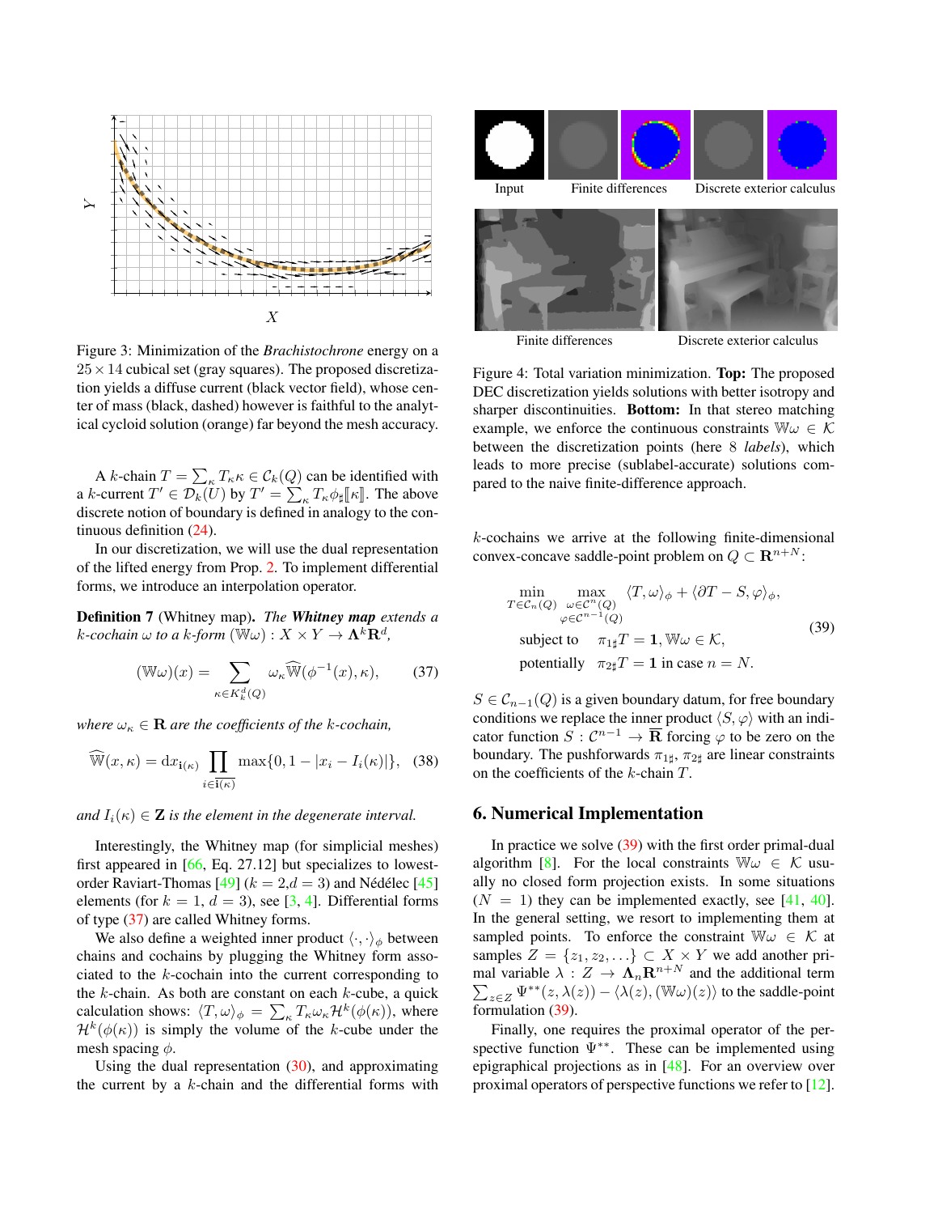Figure 3: Minimization of the *Brachistochrone* energy on a $25 \times 14$ cubical set (gray squares). The proposed discretization yields a diffuse current (black vector field), whose center of mass (black, dashed) however is faithful to the analytical cycloid solution (orange) far beyond the mesh accuracy.

A $k$-chain $T = \sum_\kappa T_\kappa \kappa \in \mathcal{C}_k(Q)$ can be identified with a $k$-current $T' \in \mathcal{D}_k(U)$ by $T' = \sum_\kappa T_\kappa \phi_\sharp [\![\kappa]\!]$. The above discrete notion of boundary is defined in analogy to the continuous definition (24).

In our discretization, we will use the dual representation of the lifted energy from Prop. 2. To implement differential forms, we introduce an interpolation operator.

**Definition 7** (Whitney map)**.** *The **Whitney map** extends a $k$-cochain $\omega$ to a $k$-form $(\mathbb{W}\omega) : X \times Y \to \mathbf{\Lambda}^k \mathbf{R}^d$,*

$$(\mathbb{W}\omega)(x) = \sum_{\kappa \in K_k^d(Q)} \omega_\kappa \widehat{\mathbb{W}}(\phi^{-1}(x), \kappa), \tag{37}$$

*where $\omega_\kappa \in \mathbf{R}$ are the coefficients of the $k$-cochain,*

$$\widehat{\mathbb{W}}(x, \kappa) = \mathrm{d}x_{\mathbf{i}(\kappa)} \prod_{i \in \overline{\mathbf{i}(\kappa)}} \max\{0, 1 - |x_i - I_i(\kappa)|\}, \tag{38}$$

*and $I_i(\kappa) \in \mathbf{Z}$ is the element in the degenerate interval.*

Interestingly, the Whitney map (for simplicial meshes) first appeared in [66, Eq. 27.12] but specializes to lowest-order Raviart-Thomas [49] ($k = 2$,$d = 3$) and Nédélec [45] elements (for $k = 1$, $d = 3$), see [3, 4]. Differential forms of type (37) are called Whitney forms.

We also define a weighted inner product $\langle \cdot, \cdot \rangle_\phi$ between chains and cochains by plugging the Whitney form associated to the $k$-cochain into the current corresponding to the $k$-chain. As both are constant on each $k$-cube, a quick calculation shows: $\langle T, \omega \rangle_\phi = \sum_\kappa T_\kappa \omega_\kappa \mathcal{H}^k(\phi(\kappa))$, where $\mathcal{H}^k(\phi(\kappa))$ is simply the volume of the $k$-cube under the mesh spacing $\phi$.

Using the dual representation (30), and approximating the current by a $k$-chain and the differential forms with

Figure 4: Total variation minimization. **Top:** The proposed DEC discretization yields solutions with better isotropy and sharper discontinuities. **Bottom:** In that stereo matching example, we enforce the continuous constraints $\mathbb{W}\omega \in \mathcal{K}$ between the discretization points (here 8 *labels*), which leads to more precise (sublabel-accurate) solutions compared to the naive finite-difference approach.

$k$-cochains we arrive at the following finite-dimensional convex-concave saddle-point problem on $Q \subset \mathbf{R}^{n+N}$:

$$\begin{aligned}
&\min_{T \in \mathcal{C}_n(Q)} \max_{\substack{\omega \in \mathcal{C}^n(Q) \\ \varphi \in \mathcal{C}^{n-1}(Q)}} \langle T, \omega \rangle_\phi + \langle \partial T - S, \varphi \rangle_\phi, \\
&\text{subject to} \quad \pi_{1\sharp} T = \mathbf{1}, \mathbb{W}\omega \in \mathcal{K}, \\
&\text{potentially} \quad \pi_{2\sharp} T = \mathbf{1} \text{ in case } n = N.
\end{aligned} \tag{39}$$

$S \in \mathcal{C}_{n-1}(Q)$ is a given boundary datum, for free boundary conditions we replace the inner product $\langle S, \varphi \rangle$ with an indicator function $S : \mathcal{C}^{n-1} \to \overline{\mathbf{R}}$ forcing $\varphi$ to be zero on the boundary. The pushforwards $\pi_{1\sharp}, \pi_{2\sharp}$ are linear constraints on the coefficients of the $k$-chain $T$.

## 6. Numerical Implementation

In practice we solve (39) with the first order primal-dual algorithm [8]. For the local constraints $\mathbb{W}\omega \in \mathcal{K}$ usually no closed form projection exists. In some situations ($N = 1$) they can be implemented exactly, see [41, 40]. In the general setting, we resort to implementing them at sampled points. To enforce the constraint $\mathbb{W}\omega \in \mathcal{K}$ at samples $Z = \{z_1, z_2, \ldots\} \subset X \times Y$ we add another primal variable $\lambda : Z \to \mathbf{\Lambda}_n \mathbf{R}^{n+N}$ and the additional term $\sum_{z \in Z} \Psi^{**}(z, \lambda(z)) - \langle \lambda(z), (\mathbb{W}\omega)(z) \rangle$ to the saddle-point formulation (39).

Finally, one requires the proximal operator of the perspective function $\Psi^{**}$. These can be implemented using epigraphical projections as in [48]. For an overview over proximal operators of perspective functions we refer to [12].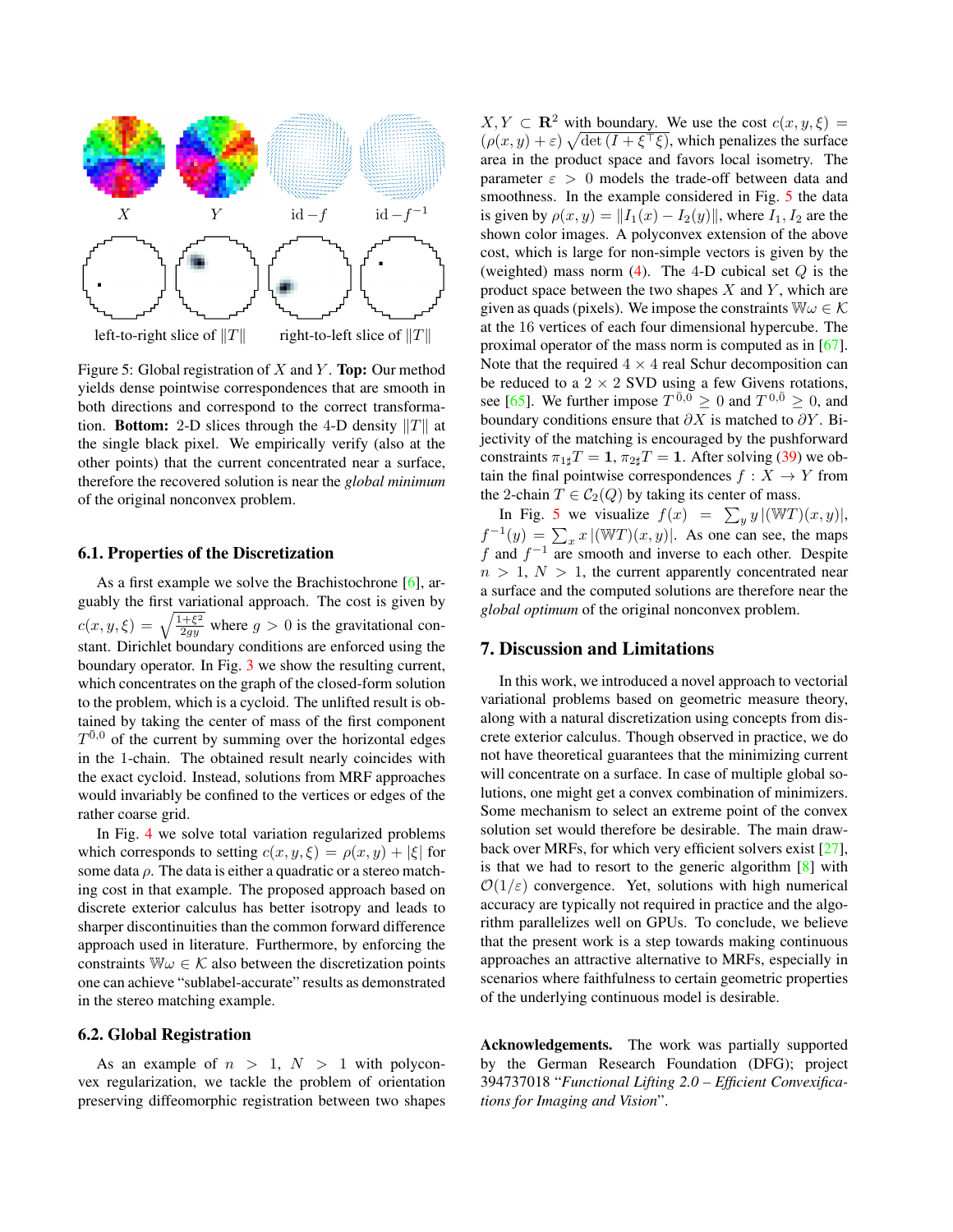Figure 5: Global registration of $X$ and $Y$. **Top:** Our method yields dense pointwise correspondences that are smooth in both directions and correspond to the correct transformation. **Bottom:** 2-D slices through the 4-D density $\|T\|$ at the single black pixel. We empirically verify (also at the other points) that the current concentrated near a surface, therefore the recovered solution is near the *global minimum* of the original nonconvex problem.

### 6.1. Properties of the Discretization

As a first example we solve the Brachistochrone [6], arguably the first variational approach. The cost is given by $c(x, y, \xi) = \sqrt{\frac{1+\xi^2}{2gy}}$ where $g > 0$ is the gravitational constant. Dirichlet boundary conditions are enforced using the boundary operator. In Fig. 3 we show the resulting current, which concentrates on the graph of the closed-form solution to the problem, which is a cycloid. The unlifted result is obtained by taking the center of mass of the first component $T^{\bar{0},0}$ of the current by summing over the horizontal edges in the 1-chain. The obtained result nearly coincides with the exact cycloid. Instead, solutions from MRF approaches would invariably be confined to the vertices or edges of the rather coarse grid.

In Fig. 4 we solve total variation regularized problems which corresponds to setting $c(x, y, \xi) = \rho(x, y) + |\xi|$ for some data $\rho$. The data is either a quadratic or a stereo matching cost in that example. The proposed approach based on discrete exterior calculus has better isotropy and leads to sharper discontinuities than the common forward difference approach used in literature. Furthermore, by enforcing the constraints $\mathbb{W}\omega \in \mathcal{K}$ also between the discretization points one can achieve "sublabel-accurate" results as demonstrated in the stereo matching example.

### 6.2. Global Registration

As an example of $n > 1$, $N > 1$ with polyconvex regularization, we tackle the problem of orientation preserving diffeomorphic registration between two shapes $X, Y \subset \mathbf{R}^2$ with boundary. We use the cost $c(x, y, \xi) = (\rho(x, y) + \varepsilon)\sqrt{\det(I + \xi^\top \xi)}$, which penalizes the surface area in the product space and favors local isometry. The parameter $\varepsilon > 0$ models the trade-off between data and smoothness. In the example considered in Fig. 5 the data is given by $\rho(x, y) = \|I_1(x) - I_2(y)\|$, where $I_1, I_2$ are the shown color images. A polyconvex extension of the above cost, which is large for non-simple vectors is given by the (weighted) mass norm (4). The 4-D cubical set $Q$ is the product space between the two shapes $X$ and $Y$, which are given as quads (pixels). We impose the constraints $\mathbb{W}\omega \in \mathcal{K}$ at the 16 vertices of each four dimensional hypercube. The proximal operator of the mass norm is computed as in [67]. Note that the required $4 \times 4$ real Schur decomposition can be reduced to a $2 \times 2$ SVD using a few Givens rotations, see [65]. We further impose $T^{\bar{0},\bar{0}} \geq 0$ and $T^{0,\bar{0}} \geq 0$, and boundary conditions ensure that $\partial X$ is matched to $\partial Y$. Bijectivity of the matching is encouraged by the pushforward constraints $\pi_{1\sharp}T = \mathbf{1}$, $\pi_{2\sharp}T = \mathbf{1}$. After solving (39) we obtain the final pointwise correspondences $f : X \to Y$ from the 2-chain $T \in \mathcal{C}_2(Q)$ by taking its center of mass.

In Fig. 5 we visualize $f(x) = \sum_y y\,|(\mathbb{W}T)(x, y)|$, $f^{-1}(y) = \sum_x x\,|(\mathbb{W}T)(x, y)|$. As one can see, the maps $f$ and $f^{-1}$ are smooth and inverse to each other. Despite $n > 1$, $N > 1$, the current apparently concentrated near a surface and the computed solutions are therefore near the *global optimum* of the original nonconvex problem.

## 7. Discussion and Limitations

In this work, we introduced a novel approach to vectorial variational problems based on geometric measure theory, along with a natural discretization using concepts from discrete exterior calculus. Though observed in practice, we do not have theoretical guarantees that the minimizing current will concentrate on a surface. In case of multiple global solutions, one might get a convex combination of minimizers. Some mechanism to select an extreme point of the convex solution set would therefore be desirable. The main drawback over MRFs, for which very efficient solvers exist [27], is that we had to resort to the generic algorithm [8] with $\mathcal{O}(1/\varepsilon)$ convergence. Yet, solutions with high numerical accuracy are typically not required in practice and the algorithm parallelizes well on GPUs. To conclude, we believe that the present work is a step towards making continuous approaches an attractive alternative to MRFs, especially in scenarios where faithfulness to certain geometric properties of the underlying continuous model is desirable.

**Acknowledgements.** The work was partially supported by the German Research Foundation (DFG); project 394737018 "*Functional Lifting 2.0 – Efficient Convexifications for Imaging and Vision*".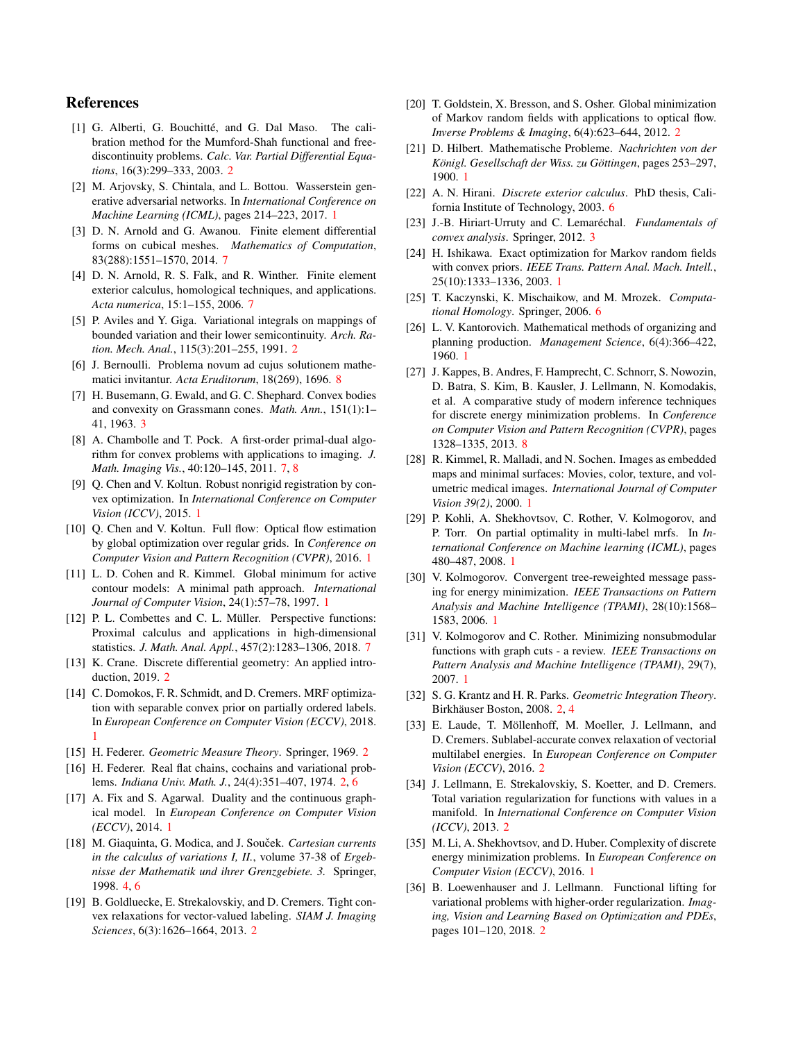## References

[1] G. Alberti, G. Bouchitté, and G. Dal Maso. The calibration method for the Mumford-Shah functional and free-discontinuity problems. *Calc. Var. Partial Differential Equations*, 16(3):299–333, 2003. 2

[2] M. Arjovsky, S. Chintala, and L. Bottou. Wasserstein generative adversarial networks. In *International Conference on Machine Learning (ICML)*, pages 214–223, 2017. 1

[3] D. N. Arnold and G. Awanou. Finite element differential forms on cubical meshes. *Mathematics of Computation*, 83(288):1551–1570, 2014. 7

[4] D. N. Arnold, R. S. Falk, and R. Winther. Finite element exterior calculus, homological techniques, and applications. *Acta numerica*, 15:1–155, 2006. 7

[5] P. Aviles and Y. Giga. Variational integrals on mappings of bounded variation and their lower semicontinuity. *Arch. Ration. Mech. Anal.*, 115(3):201–255, 1991. 2

[6] J. Bernoulli. Problema novum ad cujus solutionem mathematici invitantur. *Acta Eruditorum*, 18(269), 1696. 8

[7] H. Busemann, G. Ewald, and G. C. Shephard. Convex bodies and convexity on Grassmann cones. *Math. Ann.*, 151(1):1–41, 1963. 3

[8] A. Chambolle and T. Pock. A first-order primal-dual algorithm for convex problems with applications to imaging. *J. Math. Imaging Vis.*, 40:120–145, 2011. 7, 8

[9] Q. Chen and V. Koltun. Robust nonrigid registration by convex optimization. In *International Conference on Computer Vision (ICCV)*, 2015. 1

[10] Q. Chen and V. Koltun. Full flow: Optical flow estimation by global optimization over regular grids. In *Conference on Computer Vision and Pattern Recognition (CVPR)*, 2016. 1

[11] L. D. Cohen and R. Kimmel. Global minimum for active contour models: A minimal path approach. *International Journal of Computer Vision*, 24(1):57–78, 1997. 1

[12] P. L. Combettes and C. L. Müller. Perspective functions: Proximal calculus and applications in high-dimensional statistics. *J. Math. Anal. Appl.*, 457(2):1283–1306, 2018. 7

[13] K. Crane. Discrete differential geometry: An applied introduction, 2019. 2

[14] C. Domokos, F. R. Schmidt, and D. Cremers. MRF optimization with separable convex prior on partially ordered labels. In *European Conference on Computer Vision (ECCV)*, 2018. 1

[15] H. Federer. *Geometric Measure Theory*. Springer, 1969. 2

[16] H. Federer. Real flat chains, cochains and variational problems. *Indiana Univ. Math. J.*, 24(4):351–407, 1974. 2, 6

[17] A. Fix and S. Agarwal. Duality and the continuous graphical model. In *European Conference on Computer Vision (ECCV)*, 2014. 1

[18] M. Giaquinta, G. Modica, and J. Souček. *Cartesian currents in the calculus of variations I, II.*, volume 37-38 of *Ergebnisse der Mathematik und ihrer Grenzgebiete. 3.* Springer, 1998. 4, 6

[19] B. Goldluecke, E. Strekalovskiy, and D. Cremers. Tight convex relaxations for vector-valued labeling. *SIAM J. Imaging Sciences*, 6(3):1626–1664, 2013. 2

[20] T. Goldstein, X. Bresson, and S. Osher. Global minimization of Markov random fields with applications to optical flow. *Inverse Problems & Imaging*, 6(4):623–644, 2012. 2

[21] D. Hilbert. Mathematische Probleme. *Nachrichten von der Königl. Gesellschaft der Wiss. zu Göttingen*, pages 253–297, 1900. 1

[22] A. N. Hirani. *Discrete exterior calculus*. PhD thesis, California Institute of Technology, 2003. 6

[23] J.-B. Hiriart-Urruty and C. Lemaréchal. *Fundamentals of convex analysis*. Springer, 2012. 3

[24] H. Ishikawa. Exact optimization for Markov random fields with convex priors. *IEEE Trans. Pattern Anal. Mach. Intell.*, 25(10):1333–1336, 2003. 1

[25] T. Kaczynski, K. Mischaikow, and M. Mrozek. *Computational Homology*. Springer, 2006. 6

[26] L. V. Kantorovich. Mathematical methods of organizing and planning production. *Management Science*, 6(4):366–422, 1960. 1

[27] J. Kappes, B. Andres, F. Hamprecht, C. Schnorr, S. Nowozin, D. Batra, S. Kim, B. Kausler, J. Lellmann, N. Komodakis, et al. A comparative study of modern inference techniques for discrete energy minimization problems. In *Conference on Computer Vision and Pattern Recognition (CVPR)*, pages 1328–1335, 2013. 8

[28] R. Kimmel, R. Malladi, and N. Sochen. Images as embedded maps and minimal surfaces: Movies, color, texture, and volumetric medical images. *International Journal of Computer Vision 39(2)*, 2000. 1

[29] P. Kohli, A. Shekhovtsov, C. Rother, V. Kolmogorov, and P. Torr. On partial optimality in multi-label mrfs. In *International Conference on Machine learning (ICML)*, pages 480–487, 2008. 1

[30] V. Kolmogorov. Convergent tree-reweighted message passing for energy minimization. *IEEE Transactions on Pattern Analysis and Machine Intelligence (TPAMI)*, 28(10):1568–1583, 2006. 1

[31] V. Kolmogorov and C. Rother. Minimizing nonsubmodular functions with graph cuts - a review. *IEEE Transactions on Pattern Analysis and Machine Intelligence (TPAMI)*, 29(7), 2007. 1

[32] S. G. Krantz and H. R. Parks. *Geometric Integration Theory*. Birkhäuser Boston, 2008. 2, 4

[33] E. Laude, T. Möllenhoff, M. Moeller, J. Lellmann, and D. Cremers. Sublabel-accurate convex relaxation of vectorial multilabel energies. In *European Conference on Computer Vision (ECCV)*, 2016. 2

[34] J. Lellmann, E. Strekalovskiy, S. Koetter, and D. Cremers. Total variation regularization for functions with values in a manifold. In *International Conference on Computer Vision (ICCV)*, 2013. 2

[35] M. Li, A. Shekhovtsov, and D. Huber. Complexity of discrete energy minimization problems. In *European Conference on Computer Vision (ECCV)*, 2016. 1

[36] B. Loewenhauser and J. Lellmann. Functional lifting for variational problems with higher-order regularization. *Imaging, Vision and Learning Based on Optimization and PDEs*, pages 101–120, 2018. 2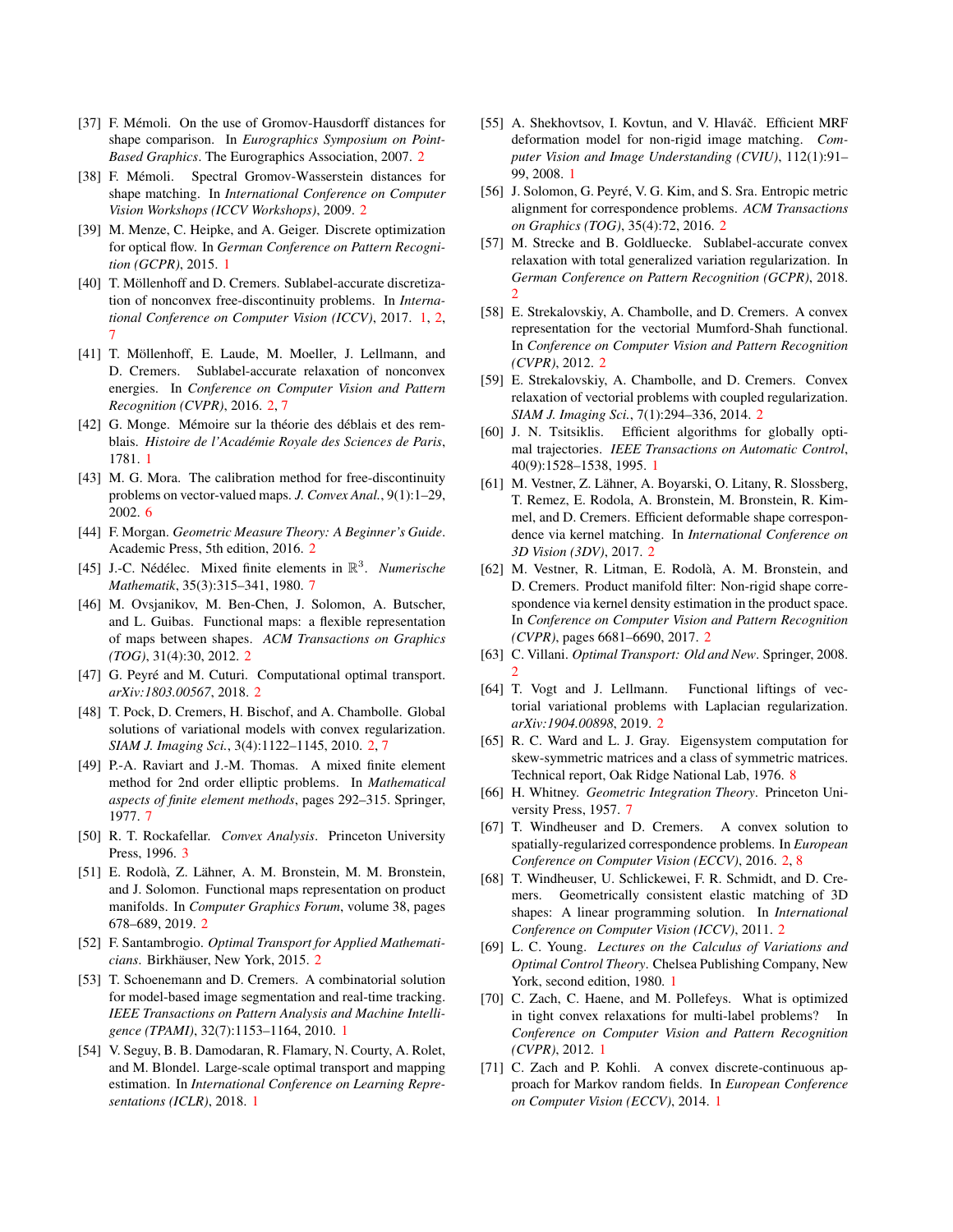[37] F. Mémoli. On the use of Gromov-Hausdorff distances for shape comparison. In *Eurographics Symposium on Point-Based Graphics*. The Eurographics Association, 2007. 2

[38] F. Mémoli. Spectral Gromov-Wasserstein distances for shape matching. In *International Conference on Computer Vision Workshops (ICCV Workshops)*, 2009. 2

[39] M. Menze, C. Heipke, and A. Geiger. Discrete optimization for optical flow. In *German Conference on Pattern Recognition (GCPR)*, 2015. 1

[40] T. Möllenhoff and D. Cremers. Sublabel-accurate discretization of nonconvex free-discontinuity problems. In *International Conference on Computer Vision (ICCV)*, 2017. 1, 2, 7

[41] T. Möllenhoff, E. Laude, M. Moeller, J. Lellmann, and D. Cremers. Sublabel-accurate relaxation of nonconvex energies. In *Conference on Computer Vision and Pattern Recognition (CVPR)*, 2016. 2, 7

[42] G. Monge. Mémoire sur la théorie des déblais et des remblais. *Histoire de l'Académie Royale des Sciences de Paris*, 1781. 1

[43] M. G. Mora. The calibration method for free-discontinuity problems on vector-valued maps. *J. Convex Anal.*, 9(1):1–29, 2002. 6

[44] F. Morgan. *Geometric Measure Theory: A Beginner's Guide*. Academic Press, 5th edition, 2016. 2

[45] J.-C. Nédélec. Mixed finite elements in $\mathbb{R}^3$. *Numerische Mathematik*, 35(3):315–341, 1980. 7

[46] M. Ovsjanikov, M. Ben-Chen, J. Solomon, A. Butscher, and L. Guibas. Functional maps: a flexible representation of maps between shapes. *ACM Transactions on Graphics (TOG)*, 31(4):30, 2012. 2

[47] G. Peyré and M. Cuturi. Computational optimal transport. *arXiv:1803.00567*, 2018. 2

[48] T. Pock, D. Cremers, H. Bischof, and A. Chambolle. Global solutions of variational models with convex regularization. *SIAM J. Imaging Sci.*, 3(4):1122–1145, 2010. 2, 7

[49] P.-A. Raviart and J.-M. Thomas. A mixed finite element method for 2nd order elliptic problems. In *Mathematical aspects of finite element methods*, pages 292–315. Springer, 1977. 7

[50] R. T. Rockafellar. *Convex Analysis*. Princeton University Press, 1996. 3

[51] E. Rodolà, Z. Lähner, A. M. Bronstein, M. M. Bronstein, and J. Solomon. Functional maps representation on product manifolds. In *Computer Graphics Forum*, volume 38, pages 678–689, 2019. 2

[52] F. Santambrogio. *Optimal Transport for Applied Mathematicians*. Birkhäuser, New York, 2015. 2

[53] T. Schoenemann and D. Cremers. A combinatorial solution for model-based image segmentation and real-time tracking. *IEEE Transactions on Pattern Analysis and Machine Intelligence (TPAMI)*, 32(7):1153–1164, 2010. 1

[54] V. Seguy, B. B. Damodaran, R. Flamary, N. Courty, A. Rolet, and M. Blondel. Large-scale optimal transport and mapping estimation. In *International Conference on Learning Representations (ICLR)*, 2018. 1

[55] A. Shekhovtsov, I. Kovtun, and V. Hlaváč. Efficient MRF deformation model for non-rigid image matching. *Computer Vision and Image Understanding (CVIU)*, 112(1):91–99, 2008. 1

[56] J. Solomon, G. Peyré, V. G. Kim, and S. Sra. Entropic metric alignment for correspondence problems. *ACM Transactions on Graphics (TOG)*, 35(4):72, 2016. 2

[57] M. Strecke and B. Goldluecke. Sublabel-accurate convex relaxation with total generalized variation regularization. In *German Conference on Pattern Recognition (GCPR)*, 2018. 2

[58] E. Strekalovskiy, A. Chambolle, and D. Cremers. A convex representation for the vectorial Mumford-Shah functional. In *Conference on Computer Vision and Pattern Recognition (CVPR)*, 2012. 2

[59] E. Strekalovskiy, A. Chambolle, and D. Cremers. Convex relaxation of vectorial problems with coupled regularization. *SIAM J. Imaging Sci.*, 7(1):294–336, 2014. 2

[60] J. N. Tsitsiklis. Efficient algorithms for globally optimal trajectories. *IEEE Transactions on Automatic Control*, 40(9):1528–1538, 1995. 1

[61] M. Vestner, Z. Lähner, A. Boyarski, O. Litany, R. Slossberg, T. Remez, E. Rodola, A. Bronstein, M. Bronstein, R. Kimmel, and D. Cremers. Efficient deformable shape correspondence via kernel matching. In *International Conference on 3D Vision (3DV)*, 2017. 2

[62] M. Vestner, R. Litman, E. Rodolà, A. M. Bronstein, and D. Cremers. Product manifold filter: Non-rigid shape correspondence via kernel density estimation in the product space. In *Conference on Computer Vision and Pattern Recognition (CVPR)*, pages 6681–6690, 2017. 2

[63] C. Villani. *Optimal Transport: Old and New*. Springer, 2008. 2

[64] T. Vogt and J. Lellmann. Functional liftings of vectorial variational problems with Laplacian regularization. *arXiv:1904.00898*, 2019. 2

[65] R. C. Ward and L. J. Gray. Eigensystem computation for skew-symmetric matrices and a class of symmetric matrices. Technical report, Oak Ridge National Lab, 1976. 8

[66] H. Whitney. *Geometric Integration Theory*. Princeton University Press, 1957. 7

[67] T. Windheuser and D. Cremers. A convex solution to spatially-regularized correspondence problems. In *European Conference on Computer Vision (ECCV)*, 2016. 2, 8

[68] T. Windheuser, U. Schlickewei, F. R. Schmidt, and D. Cremers. Geometrically consistent elastic matching of 3D shapes: A linear programming solution. In *International Conference on Computer Vision (ICCV)*, 2011. 2

[69] L. C. Young. *Lectures on the Calculus of Variations and Optimal Control Theory*. Chelsea Publishing Company, New York, second edition, 1980. 1

[70] C. Zach, C. Haene, and M. Pollefeys. What is optimized in tight convex relaxations for multi-label problems? In *Conference on Computer Vision and Pattern Recognition (CVPR)*, 2012. 1

[71] C. Zach and P. Kohli. A convex discrete-continuous approach for Markov random fields. In *European Conference on Computer Vision (ECCV)*, 2014. 1